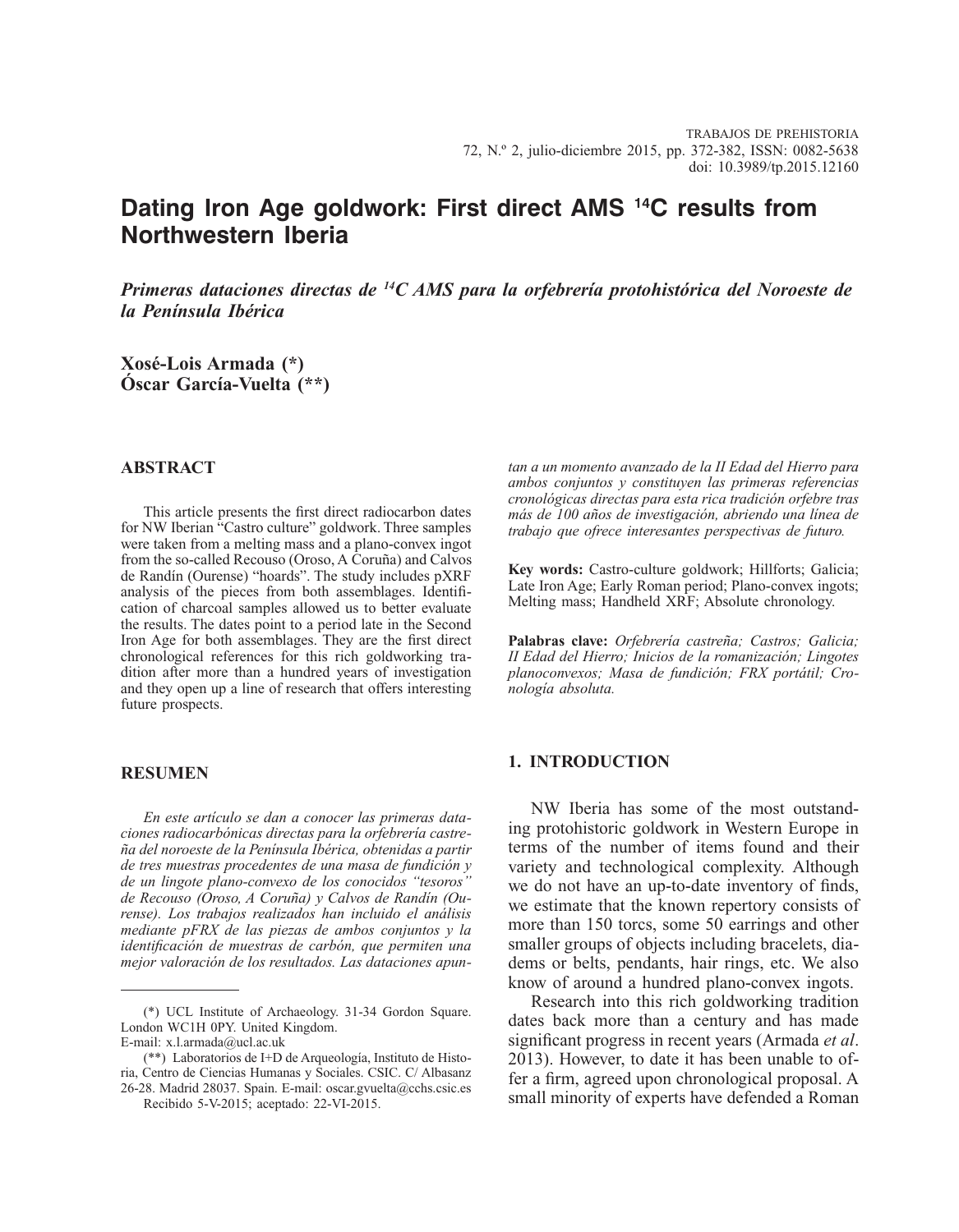# Dating Iron Age goldwork: First direct AMS $^{14}$C results from Northwestern Iberia

***Primeras dataciones directas de $^{14}$C AMS para la orfebrería protohistórica del Noroeste de la Península Ibérica***

**Xosé-Lois Armada (\*)**
**Óscar García-Vuelta (\*\*)**

## ABSTRACT

This article presents the first direct radiocarbon dates for NW Iberian "Castro culture" goldwork. Three samples were taken from a melting mass and a plano-convex ingot from the so-called Recouso (Oroso, A Coruña) and Calvos de Randín (Ourense) "hoards". The study includes pXRF analysis of the pieces from both assemblages. Identification of charcoal samples allowed us to better evaluate the results. The dates point to a period late in the Second Iron Age for both assemblages. They are the first direct chronological references for this rich goldworking tradition after more than a hundred years of investigation and they open up a line of research that offers interesting future prospects.

## RESUMEN

*En este artículo se dan a conocer las primeras dataciones radiocarbónicas directas para la orfebrería castreña del noroeste de la Península Ibérica, obtenidas a partir de tres muestras procedentes de una masa de fundición y de un lingote plano-convexo de los conocidos "tesoros" de Recouso (Oroso, A Coruña) y Calvos de Randín (Ourense). Los trabajos realizados han incluido el análisis mediante pFRX de las piezas de ambos conjuntos y la identificación de muestras de carbón, que permiten una mejor valoración de los resultados. Las dataciones apuntan a un momento avanzado de la II Edad del Hierro para ambos conjuntos y constituyen las primeras referencias cronológicas directas para esta rica tradición orfebre tras más de 100 años de investigación, abriendo una línea de trabajo que ofrece interesantes perspectivas de futuro.*

**Key words:** Castro-culture goldwork; Hillforts; Galicia; Late Iron Age; Early Roman period; Plano-convex ingots; Melting mass; Handheld XRF; Absolute chronology.

**Palabras clave:** *Orfebrería castreña; Castros; Galicia; II Edad del Hierro; Inicios de la romanización; Lingotes planoconvexos; Masa de fundición; FRX portátil; Cronología absoluta.*

(\*) UCL Institute of Archaeology. 31-34 Gordon Square. London WC1H 0PY. United Kingdom.
E-mail: x.l.armada@ucl.ac.uk

(\*\*) Laboratorios de I+D de Arqueología, Instituto de Historia, Centro de Ciencias Humanas y Sociales. CSIC. C/ Albasanz 26-28. Madrid 28037. Spain. E-mail: oscar.gvuelta@cchs.csic.es

Recibido 5-V-2015; aceptado: 22-VI-2015.

## 1. INTRODUCTION

NW Iberia has some of the most outstanding protohistoric goldwork in Western Europe in terms of the number of items found and their variety and technological complexity. Although we do not have an up-to-date inventory of finds, we estimate that the known repertory consists of more than 150 torcs, some 50 earrings and other smaller groups of objects including bracelets, diadems or belts, pendants, hair rings, etc. We also know of around a hundred plano-convex ingots.

Research into this rich goldworking tradition dates back more than a century and has made significant progress in recent years (Armada *et al*. 2013). However, to date it has been unable to offer a firm, agreed upon chronological proposal. A small minority of experts have defended a Roman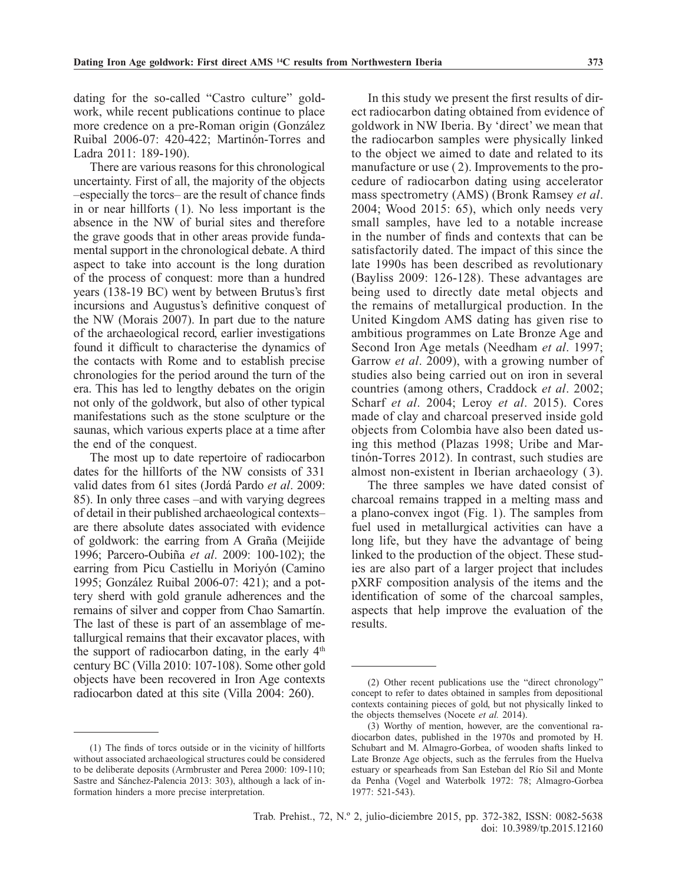dating for the so-called "Castro culture" goldwork, while recent publications continue to place more credence on a pre-Roman origin (González Ruibal 2006-07: 420-422; Martinón-Torres and Ladra 2011: 189-190).

There are various reasons for this chronological uncertainty. First of all, the majority of the objects –especially the torcs– are the result of chance finds in or near hillforts (1). No less important is the absence in the NW of burial sites and therefore the grave goods that in other areas provide fundamental support in the chronological debate. A third aspect to take into account is the long duration of the process of conquest: more than a hundred years (138-19 BC) went by between Brutus's first incursions and Augustus's definitive conquest of the NW (Morais 2007). In part due to the nature of the archaeological record, earlier investigations found it difficult to characterise the dynamics of the contacts with Rome and to establish precise chronologies for the period around the turn of the era. This has led to lengthy debates on the origin not only of the goldwork, but also of other typical manifestations such as the stone sculpture or the saunas, which various experts place at a time after the end of the conquest.

The most up to date repertoire of radiocarbon dates for the hillforts of the NW consists of 331 valid dates from 61 sites (Jordá Pardo *et al*. 2009: 85). In only three cases –and with varying degrees of detail in their published archaeological contexts– are there absolute dates associated with evidence of goldwork: the earring from A Graña (Meijide 1996; Parcero-Oubiña *et al*. 2009: 100-102); the earring from Picu Castiellu in Moriyón (Camino 1995; González Ruibal 2006-07: 421); and a pottery sherd with gold granule adherences and the remains of silver and copper from Chao Samartín. The last of these is part of an assemblage of metallurgical remains that their excavator places, with the support of radiocarbon dating, in the early 4th century BC (Villa 2010: 107-108). Some other gold objects have been recovered in Iron Age contexts radiocarbon dated at this site (Villa 2004: 260).

In this study we present the first results of direct radiocarbon dating obtained from evidence of goldwork in NW Iberia. By 'direct' we mean that the radiocarbon samples were physically linked to the object we aimed to date and related to its manufacture or use (2). Improvements to the procedure of radiocarbon dating using accelerator mass spectrometry (AMS) (Bronk Ramsey *et al*. 2004; Wood 2015: 65), which only needs very small samples, have led to a notable increase in the number of finds and contexts that can be satisfactorily dated. The impact of this since the late 1990s has been described as revolutionary (Bayliss 2009: 126-128). These advantages are being used to directly date metal objects and the remains of metallurgical production. In the United Kingdom AMS dating has given rise to ambitious programmes on Late Bronze Age and Second Iron Age metals (Needham *et al*. 1997; Garrow *et al*. 2009), with a growing number of studies also being carried out on iron in several countries (among others, Craddock *et al*. 2002; Scharf *et al*. 2004; Leroy *et al*. 2015). Cores made of clay and charcoal preserved inside gold objects from Colombia have also been dated using this method (Plazas 1998; Uribe and Martinón-Torres 2012). In contrast, such studies are almost non-existent in Iberian archaeology (3).

The three samples we have dated consist of charcoal remains trapped in a melting mass and a plano-convex ingot (Fig. 1). The samples from fuel used in metallurgical activities can have a long life, but they have the advantage of being linked to the production of the object. These studies are also part of a larger project that includes pXRF composition analysis of the items and the identification of some of the charcoal samples, aspects that help improve the evaluation of the results.

---

(1) The finds of torcs outside or in the vicinity of hillforts without associated archaeological structures could be considered to be deliberate deposits (Armbruster and Perea 2000: 109-110; Sastre and Sánchez-Palencia 2013: 303), although a lack of information hinders a more precise interpretation.

(2) Other recent publications use the "direct chronology" concept to refer to dates obtained in samples from depositional contexts containing pieces of gold, but not physically linked to the objects themselves (Nocete *et al.* 2014).

(3) Worthy of mention, however, are the conventional radiocarbon dates, published in the 1970s and promoted by H. Schubart and M. Almagro-Gorbea, of wooden shafts linked to Late Bronze Age objects, such as the ferrules from the Huelva estuary or spearheads from San Esteban del Río Sil and Monte da Penha (Vogel and Waterbolk 1972: 78; Almagro-Gorbea 1977: 521-543).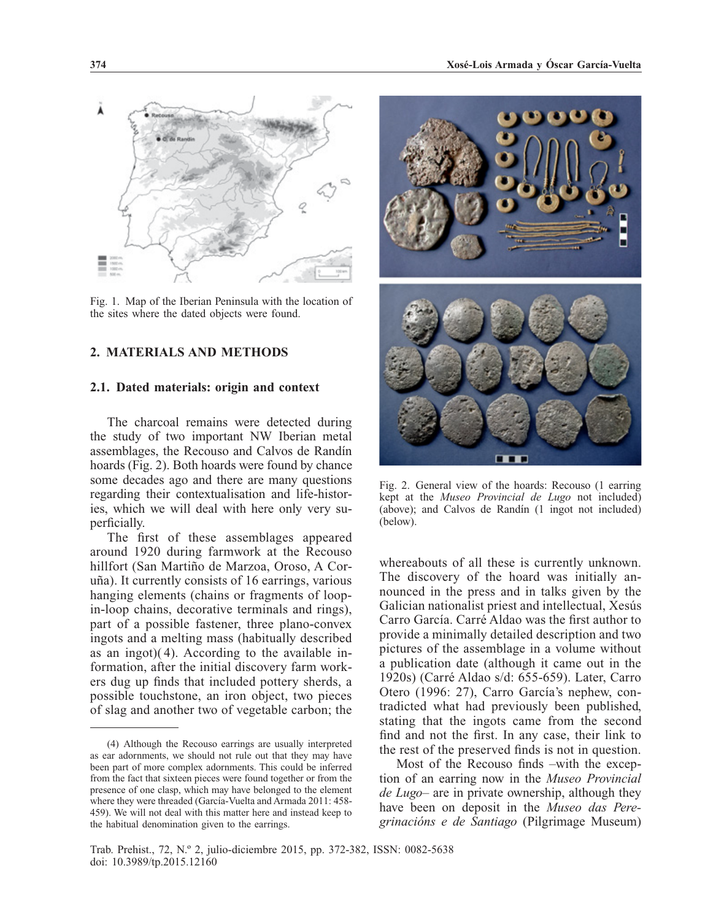Fig. 1. Map of the Iberian Peninsula with the location of the sites where the dated objects were found.

Fig. 2. General view of the hoards: Recouso (1 earring kept at the *Museo Provincial de Lugo* not included) (above); and Calvos de Randín (1 ingot not included) (below).

## 2. MATERIALS AND METHODS

### 2.1. Dated materials: origin and context

The charcoal remains were detected during the study of two important NW Iberian metal assemblages, the Recouso and Calvos de Randín hoards (Fig. 2). Both hoards were found by chance some decades ago and there are many questions regarding their contextualisation and life-histories, which we will deal with here only very superficially.

The first of these assemblages appeared around 1920 during farmwork at the Recouso hillfort (San Martiño de Marzoa, Oroso, A Coruña). It currently consists of 16 earrings, various hanging elements (chains or fragments of loop-in-loop chains, decorative terminals and rings), part of a possible fastener, three plano-convex ingots and a melting mass (habitually described as an ingot)(4). According to the available information, after the initial discovery farm workers dug up finds that included pottery sherds, a possible touchstone, an iron object, two pieces of slag and another two of vegetable carbon; the whereabouts of all these is currently unknown. The discovery of the hoard was initially announced in the press and in talks given by the Galician nationalist priest and intellectual, Xesús Carro García. Carré Aldao was the first author to provide a minimally detailed description and two pictures of the assemblage in a volume without a publication date (although it came out in the 1920s) (Carré Aldao s/d: 655-659). Later, Carro Otero (1996: 27), Carro García's nephew, contradicted what had previously been published, stating that the ingots came from the second find and not the first. In any case, their link to the rest of the preserved finds is not in question.

Most of the Recouso finds –with the exception of an earring now in the *Museo Provincial de Lugo*– are in private ownership, although they have been on deposit in the *Museo das Peregrinacións e de Santiago* (Pilgrimage Museum)

(4) Although the Recouso earrings are usually interpreted as ear adornments, we should not rule out that they may have been part of more complex adornments. This could be inferred from the fact that sixteen pieces were found together or from the presence of one clasp, which may have belonged to the element where they were threaded (García-Vuelta and Armada 2011: 458-459). We will not deal with this matter here and instead keep to the habitual denomination given to the earrings.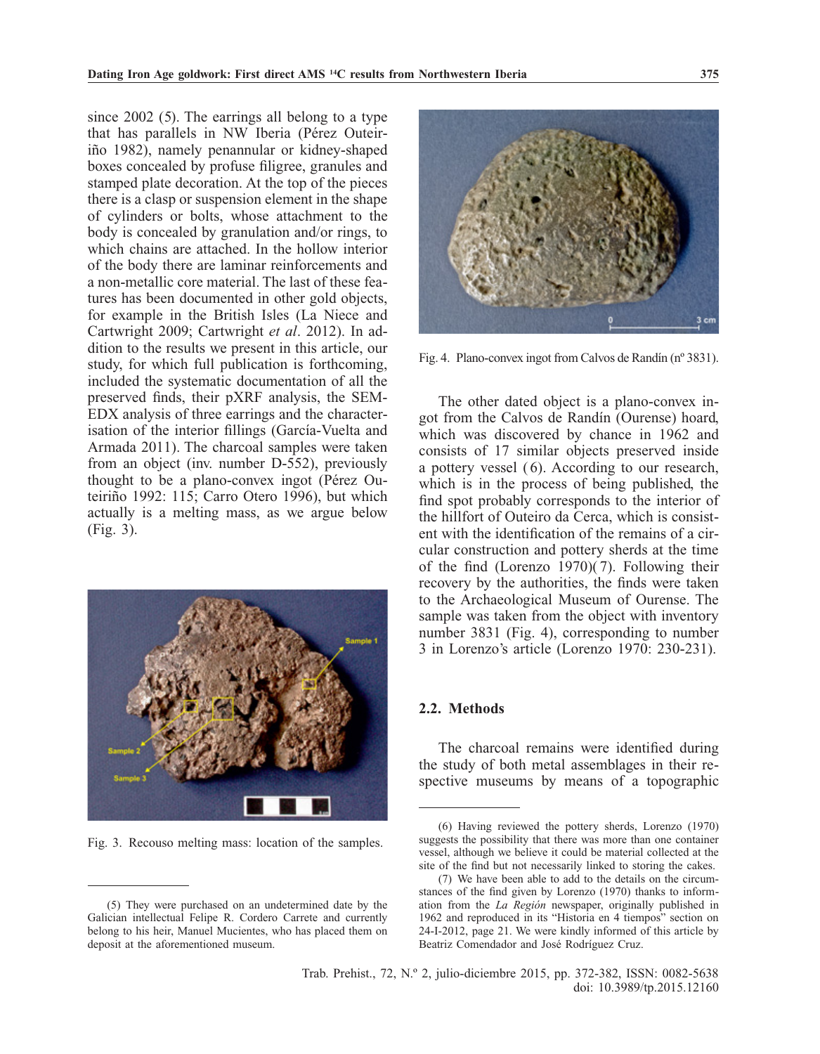since 2002 (5). The earrings all belong to a type that has parallels in NW Iberia (Pérez Outeiriño 1982), namely penannular or kidney-shaped boxes concealed by profuse filigree, granules and stamped plate decoration. At the top of the pieces there is a clasp or suspension element in the shape of cylinders or bolts, whose attachment to the body is concealed by granulation and/or rings, to which chains are attached. In the hollow interior of the body there are laminar reinforcements and a non-metallic core material. The last of these features has been documented in other gold objects, for example in the British Isles (La Niece and Cartwright 2009; Cartwright *et al*. 2012). In addition to the results we present in this article, our study, for which full publication is forthcoming, included the systematic documentation of all the preserved finds, their pXRF analysis, the SEM-EDX analysis of three earrings and the characterisation of the interior fillings (García-Vuelta and Armada 2011). The charcoal samples were taken from an object (inv. number D-552), previously thought to be a plano-convex ingot (Pérez Outeiriño 1992: 115; Carro Otero 1996), but which actually is a melting mass, as we argue below (Fig. 3).

Fig. 3. Recouso melting mass: location of the samples.

Fig. 4. Plano-convex ingot from Calvos de Randín (nº 3831).

The other dated object is a plano-convex ingot from the Calvos de Randín (Ourense) hoard, which was discovered by chance in 1962 and consists of 17 similar objects preserved inside a pottery vessel (6). According to our research, which is in the process of being published, the find spot probably corresponds to the interior of the hillfort of Outeiro da Cerca, which is consistent with the identification of the remains of a circular construction and pottery sherds at the time of the find (Lorenzo 1970)(7). Following their recovery by the authorities, the finds were taken to the Archaeological Museum of Ourense. The sample was taken from the object with inventory number 3831 (Fig. 4), corresponding to number 3 in Lorenzo's article (Lorenzo 1970: 230-231).

## 2.2. Methods

The charcoal remains were identified during the study of both metal assemblages in their respective museums by means of a topographic

(5) They were purchased on an undetermined date by the Galician intellectual Felipe R. Cordero Carrete and currently belong to his heir, Manuel Mucientes, who has placed them on deposit at the aforementioned museum.

(6) Having reviewed the pottery sherds, Lorenzo (1970) suggests the possibility that there was more than one container vessel, although we believe it could be material collected at the site of the find but not necessarily linked to storing the cakes.

(7) We have been able to add to the details on the circumstances of the find given by Lorenzo (1970) thanks to information from the *La Región* newspaper, originally published in 1962 and reproduced in its "Historia en 4 tiempos" section on 24-I-2012, page 21. We were kindly informed of this article by Beatriz Comendador and José Rodríguez Cruz.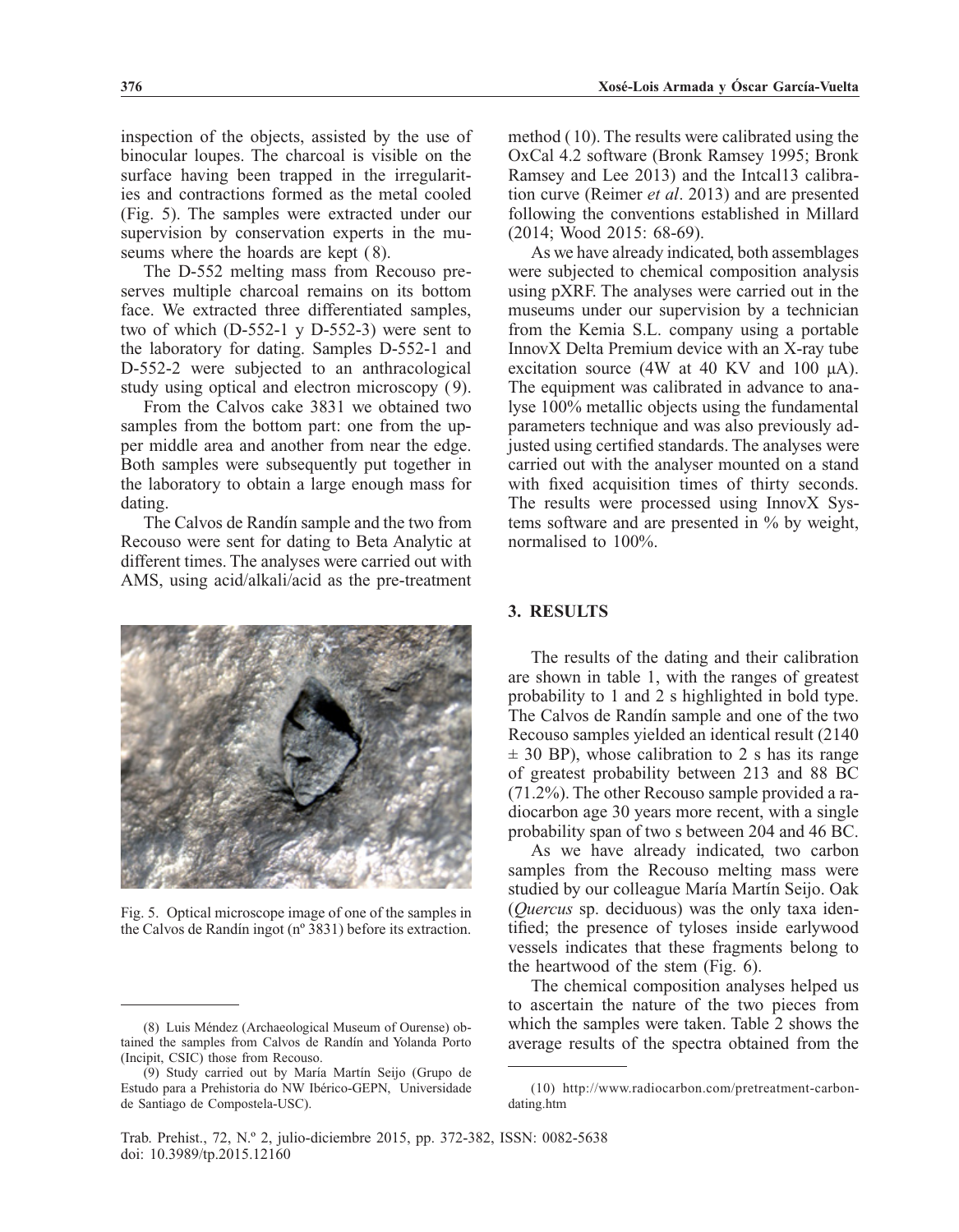inspection of the objects, assisted by the use of binocular loupes. The charcoal is visible on the surface having been trapped in the irregularities and contractions formed as the metal cooled (Fig. 5). The samples were extracted under our supervision by conservation experts in the museums where the hoards are kept (8).

The D-552 melting mass from Recouso preserves multiple charcoal remains on its bottom face. We extracted three differentiated samples, two of which (D-552-1 y D-552-3) were sent to the laboratory for dating. Samples D-552-1 and D-552-2 were subjected to an anthracological study using optical and electron microscopy (9).

From the Calvos cake 3831 we obtained two samples from the bottom part: one from the upper middle area and another from near the edge. Both samples were subsequently put together in the laboratory to obtain a large enough mass for dating.

The Calvos de Randín sample and the two from Recouso were sent for dating to Beta Analytic at different times. The analyses were carried out with AMS, using acid/alkali/acid as the pre-treatment method (10). The results were calibrated using the OxCal 4.2 software (Bronk Ramsey 1995; Bronk Ramsey and Lee 2013) and the Intcal13 calibration curve (Reimer *et al*. 2013) and are presented following the conventions established in Millard (2014; Wood 2015: 68-69).

As we have already indicated, both assemblages were subjected to chemical composition analysis using pXRF. The analyses were carried out in the museums under our supervision by a technician from the Kemia S.L. company using a portable InnovX Delta Premium device with an X-ray tube excitation source (4W at 40 KV and 100 μA). The equipment was calibrated in advance to analyse 100% metallic objects using the fundamental parameters technique and was also previously adjusted using certified standards. The analyses were carried out with the analyser mounted on a stand with fixed acquisition times of thirty seconds. The results were processed using InnovX Systems software and are presented in % by weight, normalised to 100%.

Fig. 5. Optical microscope image of one of the samples in the Calvos de Randín ingot (nº 3831) before its extraction.

## 3. RESULTS

The results of the dating and their calibration are shown in table 1, with the ranges of greatest probability to 1 and 2 s highlighted in bold type. The Calvos de Randín sample and one of the two Recouso samples yielded an identical result (2140 ± 30 BP), whose calibration to 2 s has its range of greatest probability between 213 and 88 BC (71.2%). The other Recouso sample provided a radiocarbon age 30 years more recent, with a single probability span of two s between 204 and 46 BC.

As we have already indicated, two carbon samples from the Recouso melting mass were studied by our colleague María Martín Seijo. Oak (*Quercus* sp. deciduous) was the only taxa identified; the presence of tyloses inside earlywood vessels indicates that these fragments belong to the heartwood of the stem (Fig. 6).

The chemical composition analyses helped us to ascertain the nature of the two pieces from which the samples were taken. Table 2 shows the average results of the spectra obtained from the

(8) Luis Méndez (Archaeological Museum of Ourense) obtained the samples from Calvos de Randín and Yolanda Porto (Incipit, CSIC) those from Recouso.

(9) Study carried out by María Martín Seijo (Grupo de Estudo para a Prehistoria do NW Ibérico-GEPN, Universidade de Santiago de Compostela-USC).

(10) http://www.radiocarbon.com/pretreatment-carbon-dating.htm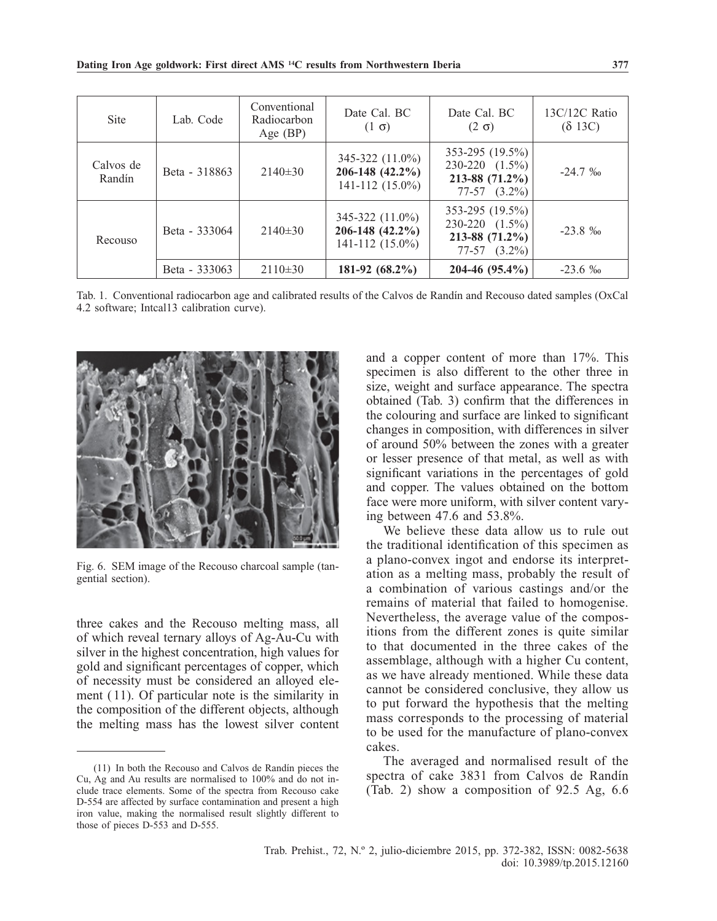| Site | Lab. Code | Conventional Radiocarbon Age (BP) | Date Cal. BC (1 σ) | Date Cal. BC (2 σ) | 13C/12C Ratio (δ 13C) |
|---|---|---|---|---|---|
| Calvos de Randín | Beta - 318863 | 2140±30 | 345-322 (11.0%)<br>**206-148 (42.2%)**<br>141-112 (15.0%) | 353-295 (19.5%)<br>230-220 (1.5%)<br>**213-88 (71.2%)**<br>77-57 (3.2%) | -24.7 ‰ |
| Recouso | Beta - 333064 | 2140±30 | 345-322 (11.0%)<br>**206-148 (42.2%)**<br>141-112 (15.0%) | 353-295 (19.5%)<br>230-220 (1.5%)<br>**213-88 (71.2%)**<br>77-57 (3.2%) | -23.8 ‰ |
| | Beta - 333063 | 2110±30 | **181-92 (68.2%)** | **204-46 (95.4%)** | -23.6 ‰ |

Tab. 1. Conventional radiocarbon age and calibrated results of the Calvos de Randín and Recouso dated samples (OxCal 4.2 software; Intcal13 calibration curve).

Fig. 6. SEM image of the Recouso charcoal sample (tangential section).

three cakes and the Recouso melting mass, all of which reveal ternary alloys of Ag-Au-Cu with silver in the highest concentration, high values for gold and significant percentages of copper, which of necessity must be considered an alloyed element (11). Of particular note is the similarity in the composition of the different objects, although the melting mass has the lowest silver content and a copper content of more than 17%. This specimen is also different to the other three in size, weight and surface appearance. The spectra obtained (Tab. 3) confirm that the differences in the colouring and surface are linked to significant changes in composition, with differences in silver of around 50% between the zones with a greater or lesser presence of that metal, as well as with significant variations in the percentages of gold and copper. The values obtained on the bottom face were more uniform, with silver content varying between 47.6 and 53.8%.

We believe these data allow us to rule out the traditional identification of this specimen as a plano-convex ingot and endorse its interpretation as a melting mass, probably the result of a combination of various castings and/or the remains of material that failed to homogenise. Nevertheless, the average value of the compositions from the different zones is quite similar to that documented in the three cakes of the assemblage, although with a higher Cu content, as we have already mentioned. While these data cannot be considered conclusive, they allow us to put forward the hypothesis that the melting mass corresponds to the processing of material to be used for the manufacture of plano-convex cakes.

The averaged and normalised result of the spectra of cake 3831 from Calvos de Randín (Tab. 2) show a composition of 92.5 Ag, 6.6

(11) In both the Recouso and Calvos de Randín pieces the Cu, Ag and Au results are normalised to 100% and do not include trace elements. Some of the spectra from Recouso cake D-554 are affected by surface contamination and present a high iron value, making the normalised result slightly different to those of pieces D-553 and D-555.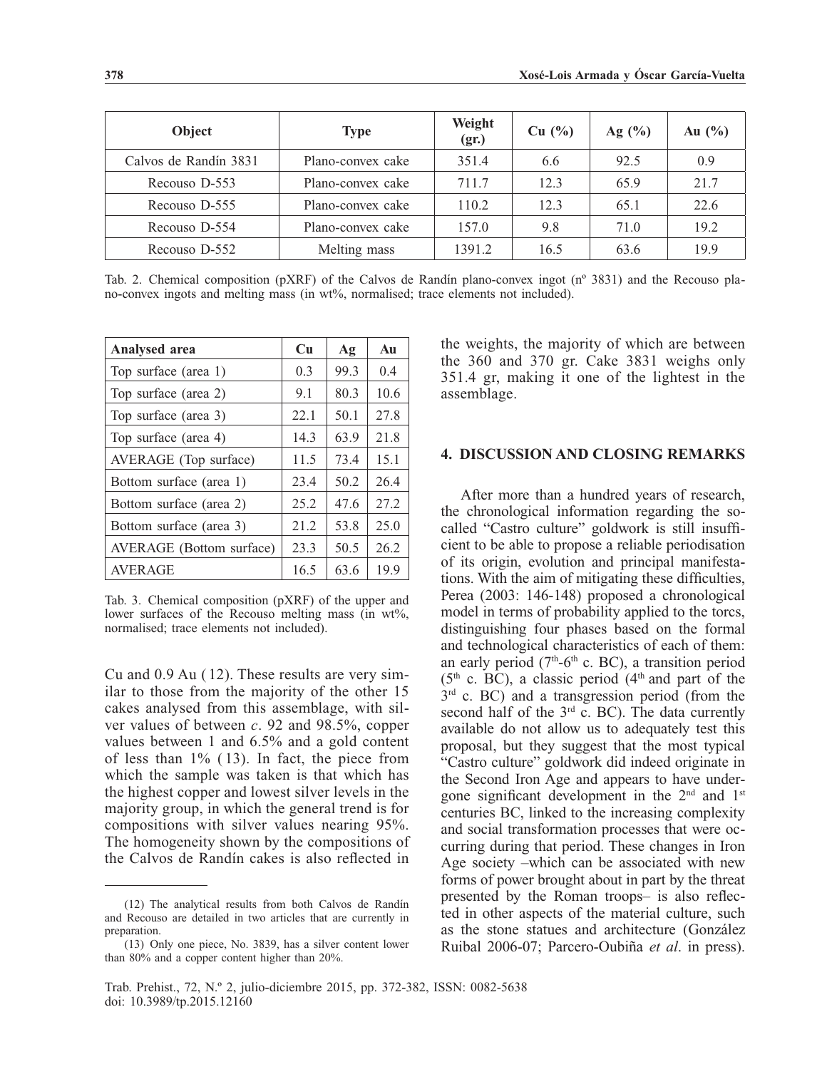| Object | Type | Weight (gr.) | Cu (%) | Ag (%) | Au (%) |
|---|---|---|---|---|---|
| Calvos de Randín 3831 | Plano-convex cake | 351.4 | 6.6 | 92.5 | 0.9 |
| Recouso D-553 | Plano-convex cake | 711.7 | 12.3 | 65.9 | 21.7 |
| Recouso D-555 | Plano-convex cake | 110.2 | 12.3 | 65.1 | 22.6 |
| Recouso D-554 | Plano-convex cake | 157.0 | 9.8 | 71.0 | 19.2 |
| Recouso D-552 | Melting mass | 1391.2 | 16.5 | 63.6 | 19.9 |

Tab. 2. Chemical composition (pXRF) of the Calvos de Randín plano-convex ingot (nº 3831) and the Recouso plano-convex ingots and melting mass (in wt%, normalised; trace elements not included).

| Analysed area | Cu | Ag | Au |
|---|---|---|---|
| Top surface (area 1) | 0.3 | 99.3 | 0.4 |
| Top surface (area 2) | 9.1 | 80.3 | 10.6 |
| Top surface (area 3) | 22.1 | 50.1 | 27.8 |
| Top surface (area 4) | 14.3 | 63.9 | 21.8 |
| AVERAGE (Top surface) | 11.5 | 73.4 | 15.1 |
| Bottom surface (area 1) | 23.4 | 50.2 | 26.4 |
| Bottom surface (area 2) | 25.2 | 47.6 | 27.2 |
| Bottom surface (area 3) | 21.2 | 53.8 | 25.0 |
| AVERAGE (Bottom surface) | 23.3 | 50.5 | 26.2 |
| AVERAGE | 16.5 | 63.6 | 19.9 |

Tab. 3. Chemical composition (pXRF) of the upper and lower surfaces of the Recouso melting mass (in wt%, normalised; trace elements not included).

Cu and 0.9 Au (12). These results are very similar to those from the majority of the other 15 cakes analysed from this assemblage, with silver values of between *c*. 92 and 98.5%, copper values between 1 and 6.5% and a gold content of less than 1% (13). In fact, the piece from which the sample was taken is that which has the highest copper and lowest silver levels in the majority group, in which the general trend is for compositions with silver values nearing 95%. The homogeneity shown by the compositions of the Calvos de Randín cakes is also reflected in the weights, the majority of which are between the 360 and 370 gr. Cake 3831 weighs only 351.4 gr, making it one of the lightest in the assemblage.

## 4. DISCUSSION AND CLOSING REMARKS

After more than a hundred years of research, the chronological information regarding the so-called "Castro culture" goldwork is still insufficient to be able to propose a reliable periodisation of its origin, evolution and principal manifestations. With the aim of mitigating these difficulties, Perea (2003: 146-148) proposed a chronological model in terms of probability applied to the torcs, distinguishing four phases based on the formal and technological characteristics of each of them: an early period (7th-6th c. BC), a transition period (5th c. BC), a classic period (4th and part of the 3rd c. BC) and a transgression period (from the second half of the 3rd c. BC). The data currently available do not allow us to adequately test this proposal, but they suggest that the most typical "Castro culture" goldwork did indeed originate in the Second Iron Age and appears to have undergone significant development in the 2nd and 1st centuries BC, linked to the increasing complexity and social transformation processes that were occurring during that period. These changes in Iron Age society –which can be associated with new forms of power brought about in part by the threat presented by the Roman troops– is also reflected in other aspects of the material culture, such as the stone statues and architecture (González Ruibal 2006-07; Parcero-Oubiña *et al*. in press).

(12) The analytical results from both Calvos de Randín and Recouso are detailed in two articles that are currently in preparation.

(13) Only one piece, No. 3839, has a silver content lower than 80% and a copper content higher than 20%.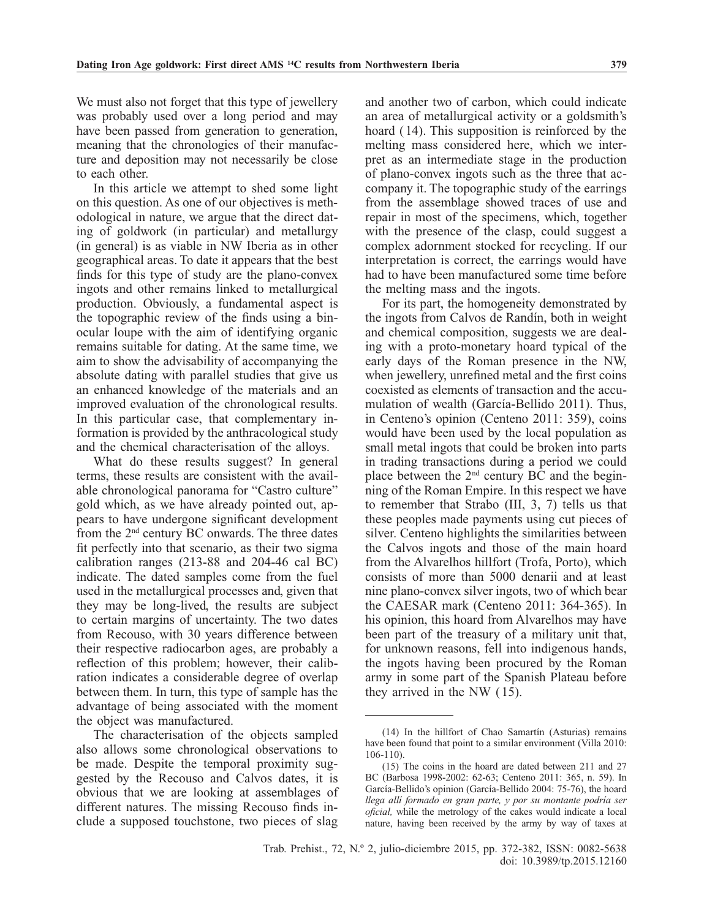We must also not forget that this type of jewellery was probably used over a long period and may have been passed from generation to generation, meaning that the chronologies of their manufacture and deposition may not necessarily be close to each other.

In this article we attempt to shed some light on this question. As one of our objectives is methodological in nature, we argue that the direct dating of goldwork (in particular) and metallurgy (in general) is as viable in NW Iberia as in other geographical areas. To date it appears that the best finds for this type of study are the plano-convex ingots and other remains linked to metallurgical production. Obviously, a fundamental aspect is the topographic review of the finds using a binocular loupe with the aim of identifying organic remains suitable for dating. At the same time, we aim to show the advisability of accompanying the absolute dating with parallel studies that give us an enhanced knowledge of the materials and an improved evaluation of the chronological results. In this particular case, that complementary information is provided by the anthracological study and the chemical characterisation of the alloys.

What do these results suggest? In general terms, these results are consistent with the available chronological panorama for "Castro culture" gold which, as we have already pointed out, appears to have undergone significant development from the 2nd century BC onwards. The three dates fit perfectly into that scenario, as their two sigma calibration ranges (213-88 and 204-46 cal BC) indicate. The dated samples come from the fuel used in the metallurgical processes and, given that they may be long-lived, the results are subject to certain margins of uncertainty. The two dates from Recouso, with 30 years difference between their respective radiocarbon ages, are probably a reflection of this problem; however, their calibration indicates a considerable degree of overlap between them. In turn, this type of sample has the advantage of being associated with the moment the object was manufactured.

The characterisation of the objects sampled also allows some chronological observations to be made. Despite the temporal proximity suggested by the Recouso and Calvos dates, it is obvious that we are looking at assemblages of different natures. The missing Recouso finds include a supposed touchstone, two pieces of slag and another two of carbon, which could indicate an area of metallurgical activity or a goldsmith's hoard (14). This supposition is reinforced by the melting mass considered here, which we interpret as an intermediate stage in the production of plano-convex ingots such as the three that accompany it. The topographic study of the earrings from the assemblage showed traces of use and repair in most of the specimens, which, together with the presence of the clasp, could suggest a complex adornment stocked for recycling. If our interpretation is correct, the earrings would have had to have been manufactured some time before the melting mass and the ingots.

For its part, the homogeneity demonstrated by the ingots from Calvos de Randín, both in weight and chemical composition, suggests we are dealing with a proto-monetary hoard typical of the early days of the Roman presence in the NW, when jewellery, unrefined metal and the first coins coexisted as elements of transaction and the accumulation of wealth (García-Bellido 2011). Thus, in Centeno's opinion (Centeno 2011: 359), coins would have been used by the local population as small metal ingots that could be broken into parts in trading transactions during a period we could place between the 2nd century BC and the beginning of the Roman Empire. In this respect we have to remember that Strabo (III, 3, 7) tells us that these peoples made payments using cut pieces of silver. Centeno highlights the similarities between the Calvos ingots and those of the main hoard from the Alvarelhos hillfort (Trofa, Porto), which consists of more than 5000 denarii and at least nine plano-convex silver ingots, two of which bear the CAESAR mark (Centeno 2011: 364-365). In his opinion, this hoard from Alvarelhos may have been part of the treasury of a military unit that, for unknown reasons, fell into indigenous hands, the ingots having been procured by the Roman army in some part of the Spanish Plateau before they arrived in the NW (15).

---

(14) In the hillfort of Chao Samartín (Asturias) remains have been found that point to a similar environment (Villa 2010: 106-110).

(15) The coins in the hoard are dated between 211 and 27 BC (Barbosa 1998-2002: 62-63; Centeno 2011: 365, n. 59). In García-Bellido's opinion (García-Bellido 2004: 75-76), the hoard *llega allí formado en gran parte, y por su montante podría ser oficial,* while the metrology of the cakes would indicate a local nature, having been received by the army by way of taxes at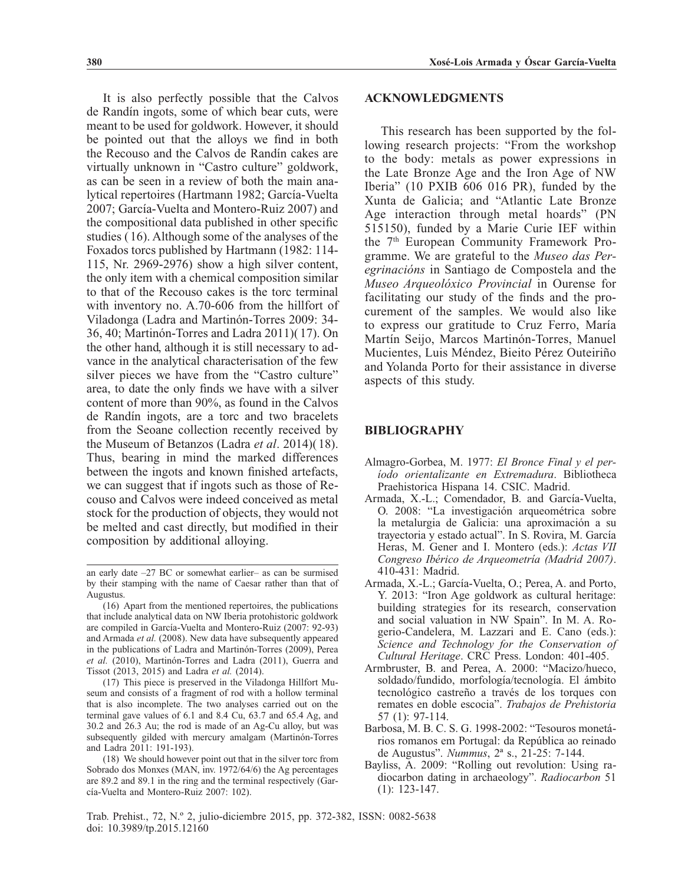It is also perfectly possible that the Calvos de Randín ingots, some of which bear cuts, were meant to be used for goldwork. However, it should be pointed out that the alloys we find in both the Recouso and the Calvos de Randín cakes are virtually unknown in "Castro culture" goldwork, as can be seen in a review of both the main analytical repertoires (Hartmann 1982; García-Vuelta 2007; García-Vuelta and Montero-Ruiz 2007) and the compositional data published in other specific studies (16). Although some of the analyses of the Foxados torcs published by Hartmann (1982: 114-115, Nr. 2969-2976) show a high silver content, the only item with a chemical composition similar to that of the Recouso cakes is the torc terminal with inventory no. A.70-606 from the hillfort of Viladonga (Ladra and Martinón-Torres 2009: 34-36, 40; Martinón-Torres and Ladra 2011)(17). On the other hand, although it is still necessary to advance in the analytical characterisation of the few silver pieces we have from the "Castro culture" area, to date the only finds we have with a silver content of more than 90%, as found in the Calvos de Randín ingots, are a torc and two bracelets from the Seoane collection recently received by the Museum of Betanzos (Ladra *et al*. 2014)(18). Thus, bearing in mind the marked differences between the ingots and known finished artefacts, we can suggest that if ingots such as those of Recouso and Calvos were indeed conceived as metal stock for the production of objects, they would not be melted and cast directly, but modified in their composition by additional alloying.

an early date –27 BC or somewhat earlier– as can be surmised by their stamping with the name of Caesar rather than that of Augustus.

(16) Apart from the mentioned repertoires, the publications that include analytical data on NW Iberia protohistoric goldwork are compiled in García-Vuelta and Montero-Ruiz (2007: 92-93) and Armada *et al.* (2008). New data have subsequently appeared in the publications of Ladra and Martinón-Torres (2009), Perea *et al.* (2010), Martinón-Torres and Ladra (2011), Guerra and Tissot (2013, 2015) and Ladra *et al.* (2014).

(17) This piece is preserved in the Viladonga Hillfort Museum and consists of a fragment of rod with a hollow terminal that is also incomplete. The two analyses carried out on the terminal gave values of 6.1 and 8.4 Cu, 63.7 and 65.4 Ag, and 30.2 and 26.3 Au; the rod is made of an Ag-Cu alloy, but was subsequently gilded with mercury amalgam (Martinón-Torres and Ladra 2011: 191-193).

(18) We should however point out that in the silver torc from Sobrado dos Monxes (MAN, inv. 1972/64/6) the Ag percentages are 89.2 and 89.1 in the ring and the terminal respectively (García-Vuelta and Montero-Ruiz 2007: 102).

## ACKNOWLEDGMENTS

This research has been supported by the following research projects: "From the workshop to the body: metals as power expressions in the Late Bronze Age and the Iron Age of NW Iberia" (10 PXIB 606 016 PR), funded by the Xunta de Galicia; and "Atlantic Late Bronze Age interaction through metal hoards" (PN 515150), funded by a Marie Curie IEF within the 7th European Community Framework Programme. We are grateful to the *Museo das Peregrinacións* in Santiago de Compostela and the *Museo Arqueolóxico Provincial* in Ourense for facilitating our study of the finds and the procurement of the samples. We would also like to express our gratitude to Cruz Ferro, María Martín Seijo, Marcos Martinón-Torres, Manuel Mucientes, Luis Méndez, Bieito Pérez Outeiriño and Yolanda Porto for their assistance in diverse aspects of this study.

## BIBLIOGRAPHY

Almagro-Gorbea, M. 1977: *El Bronce Final y el período orientalizante en Extremadura*. Bibliotheca Praehistorica Hispana 14. CSIC. Madrid.

Armada, X.-L.; Comendador, B. and García-Vuelta, O. 2008: "La investigación arqueométrica sobre la metalurgia de Galicia: una aproximación a su trayectoria y estado actual". In S. Rovira, M. García Heras, M. Gener and I. Montero (eds.): *Actas VII Congreso Ibérico de Arqueometría (Madrid 2007)*. 410-431: Madrid.

Armada, X.-L.; García-Vuelta, O.; Perea, A. and Porto, Y. 2013: "Iron Age goldwork as cultural heritage: building strategies for its research, conservation and social valuation in NW Spain". In M. A. Rogerio-Candelera, M. Lazzari and E. Cano (eds.): *Science and Technology for the Conservation of Cultural Heritage*. CRC Press. London: 401-405.

Armbruster, B. and Perea, A. 2000: "Macizo/hueco, soldado/fundido, morfología/tecnología. El ámbito tecnológico castreño a través de los torques con remates en doble escocia". *Trabajos de Prehistoria* 57 (1): 97-114.

Barbosa, M. B. C. S. G. 1998-2002: "Tesouros monetários romanos em Portugal: da República ao reinado de Augustus". *Nummus*, 2ª s., 21-25: 7-144.

Bayliss, A. 2009: "Rolling out revolution: Using radiocarbon dating in archaeology". *Radiocarbon* 51 (1): 123-147.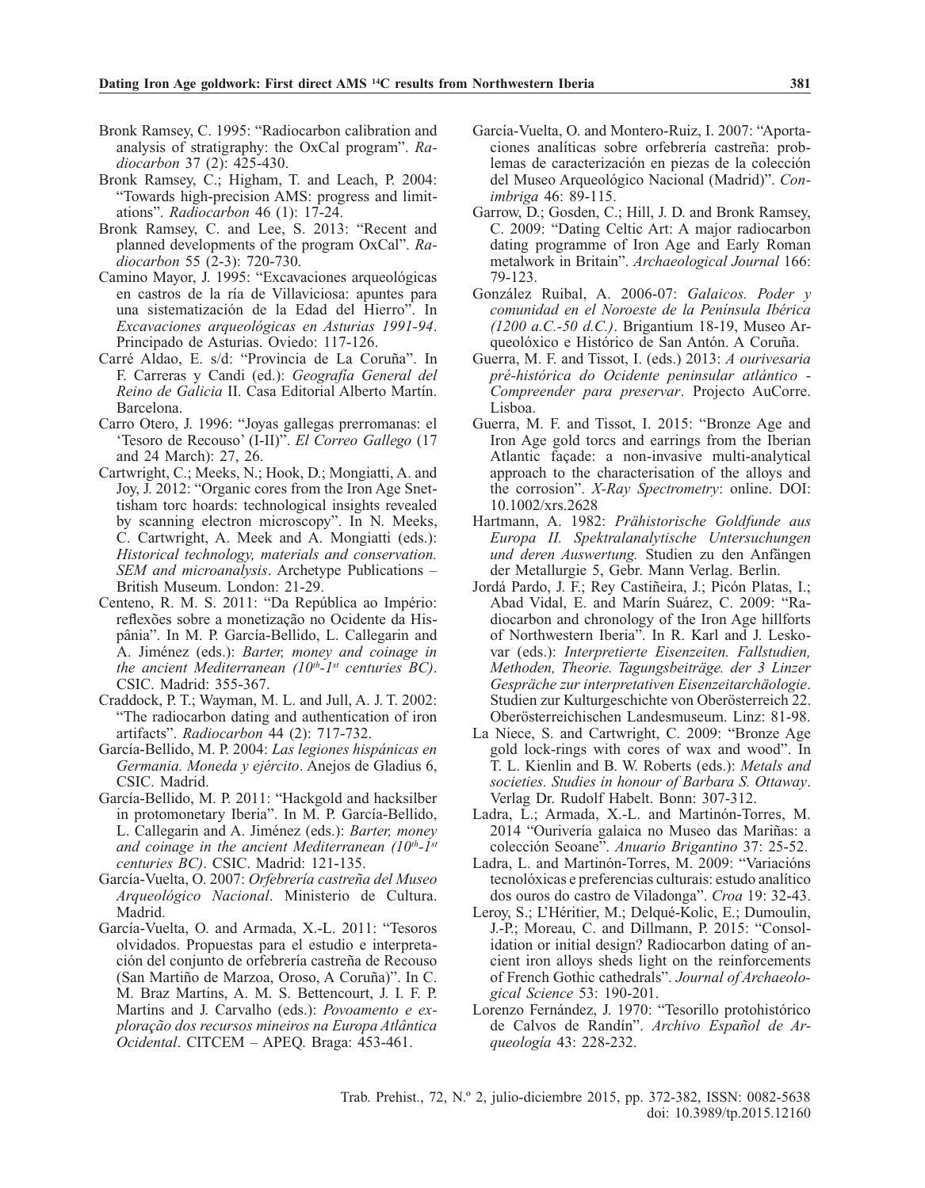Bronk Ramsey, C. 1995: "Radiocarbon calibration and analysis of stratigraphy: the OxCal program". *Radiocarbon* 37 (2): 425-430.

Bronk Ramsey, C.; Higham, T. and Leach, P. 2004: "Towards high-precision AMS: progress and limitations". *Radiocarbon* 46 (1): 17-24.

Bronk Ramsey, C. and Lee, S. 2013: "Recent and planned developments of the program OxCal". *Radiocarbon* 55 (2-3): 720-730.

Camino Mayor, J. 1995: "Excavaciones arqueológicas en castros de la ría de Villaviciosa: apuntes para una sistematización de la Edad del Hierro". In *Excavaciones arqueológicas en Asturias 1991-94*. Principado de Asturias. Oviedo: 117-126.

Carré Aldao, E. s/d: "Provincia de La Coruña". In F. Carreras y Candi (ed.): *Geografía General del Reino de Galicia* II. Casa Editorial Alberto Martín. Barcelona.

Carro Otero, J. 1996: "Joyas gallegas prerromanas: el 'Tesoro de Recouso' (I-II)". *El Correo Gallego* (17 and 24 March): 27, 26.

Cartwright, C.; Meeks, N.; Hook, D.; Mongiatti, A. and Joy, J. 2012: "Organic cores from the Iron Age Snettisham torc hoards: technological insights revealed by scanning electron microscopy". In N. Meeks, C. Cartwright, A. Meek and A. Mongiatti (eds.): *Historical technology, materials and conservation. SEM and microanalysis*. Archetype Publications – British Museum. London: 21-29.

Centeno, R. M. S. 2011: "Da República ao Império: reflexões sobre a monetização no Ocidente da Hispânia". In M. P. García-Bellido, L. Callegarin and A. Jiménez (eds.): *Barter, money and coinage in the ancient Mediterranean (10th-1st centuries BC)*. CSIC. Madrid: 355-367.

Craddock, P. T.; Wayman, M. L. and Jull, A. J. T. 2002: "The radiocarbon dating and authentication of iron artifacts". *Radiocarbon* 44 (2): 717-732.

García-Bellido, M. P. 2004: *Las legiones hispánicas en Germania. Moneda y ejército*. Anejos de Gladius 6, CSIC. Madrid.

García-Bellido, M. P. 2011: "Hackgold and hacksilber in protomonetary Iberia". In M. P. García-Bellido, L. Callegarin and A. Jiménez (eds.): *Barter, money and coinage in the ancient Mediterranean (10th-1st centuries BC)*. CSIC. Madrid: 121-135.

García-Vuelta, O. 2007: *Orfebrería castreña del Museo Arqueológico Nacional*. Ministerio de Cultura. Madrid.

García-Vuelta, O. and Armada, X.-L. 2011: "Tesoros olvidados. Propuestas para el estudio e interpretación del conjunto de orfebrería castreña de Recouso (San Martiño de Marzoa, Oroso, A Coruña)". In C. M. Braz Martins, A. M. S. Bettencourt, J. I. F. P. Martins and J. Carvalho (eds.): *Povoamento e exploração dos recursos mineiros na Europa Atlântica Ocidental*. CITCEM – APEQ. Braga: 453-461.

García-Vuelta, O. and Montero-Ruiz, I. 2007: "Aportaciones analíticas sobre orfebrería castreña: problemas de caracterización en piezas de la colección del Museo Arqueológico Nacional (Madrid)". *Conimbriga* 46: 89-115.

Garrow, D.; Gosden, C.; Hill, J. D. and Bronk Ramsey, C. 2009: "Dating Celtic Art: A major radiocarbon dating programme of Iron Age and Early Roman metalwork in Britain". *Archaeological Journal* 166: 79-123.

González Ruibal, A. 2006-07: *Galaicos. Poder y comunidad en el Noroeste de la Península Ibérica (1200 a.C.-50 d.C.)*. Brigantium 18-19, Museo Arqueolóxico e Histórico de San Antón. A Coruña.

Guerra, M. F. and Tissot, I. (eds.) 2013: *A ourivesaria pré-histórica do Ocidente peninsular atlántico - Compreender para preservar*. Projecto AuCorre. Lisboa.

Guerra, M. F. and Tissot, I. 2015: "Bronze Age and Iron Age gold torcs and earrings from the Iberian Atlantic façade: a non-invasive multi-analytical approach to the characterisation of the alloys and the corrosion". *X-Ray Spectrometry*: online. DOI: 10.1002/xrs.2628

Hartmann, A. 1982: *Prähistorische Goldfunde aus Europa II. Spektralanalytische Untersuchungen und deren Auswertung.* Studien zu den Anfängen der Metallurgie 5, Gebr. Mann Verlag. Berlin.

Jordá Pardo, J. F.; Rey Castiñeira, J.; Picón Platas, I.; Abad Vidal, E. and Marín Suárez, C. 2009: "Radiocarbon and chronology of the Iron Age hillforts of Northwestern Iberia". In R. Karl and J. Leskovar (eds.): *Interpretierte Eisenzeiten. Fallstudien, Methoden, Theorie. Tagungsbeiträge. der 3 Linzer Gespräche zur interpretativen Eisenzeitarchäologie*. Studien zur Kulturgeschichte von Oberösterreich 22. Oberösterreichischen Landesmuseum. Linz: 81-98.

La Niece, S. and Cartwright, C. 2009: "Bronze Age gold lock-rings with cores of wax and wood". In T. L. Kienlin and B. W. Roberts (eds.): *Metals and societies. Studies in honour of Barbara S. Ottaway*. Verlag Dr. Rudolf Habelt. Bonn: 307-312.

Ladra, L.; Armada, X.-L. and Martinón-Torres, M. 2014 "Ourivería galaica no Museo das Mariñas: a colección Seoane". *Anuario Brigantino* 37: 25-52.

Ladra, L. and Martinón-Torres, M. 2009: "Variacións tecnolóxicas e preferencias culturais: estudo analítico dos ouros do castro de Viladonga". *Croa* 19: 32-43.

Leroy, S.; L'Héritier, M.; Delqué-Kolic, E.; Dumoulin, J.-P.; Moreau, C. and Dillmann, P. 2015: "Consolidation or initial design? Radiocarbon dating of ancient iron alloys sheds light on the reinforcements of French Gothic cathedrals". *Journal of Archaeological Science* 53: 190-201.

Lorenzo Fernández, J. 1970: "Tesorillo protohistórico de Calvos de Randín". *Archivo Español de Arqueología* 43: 228-232.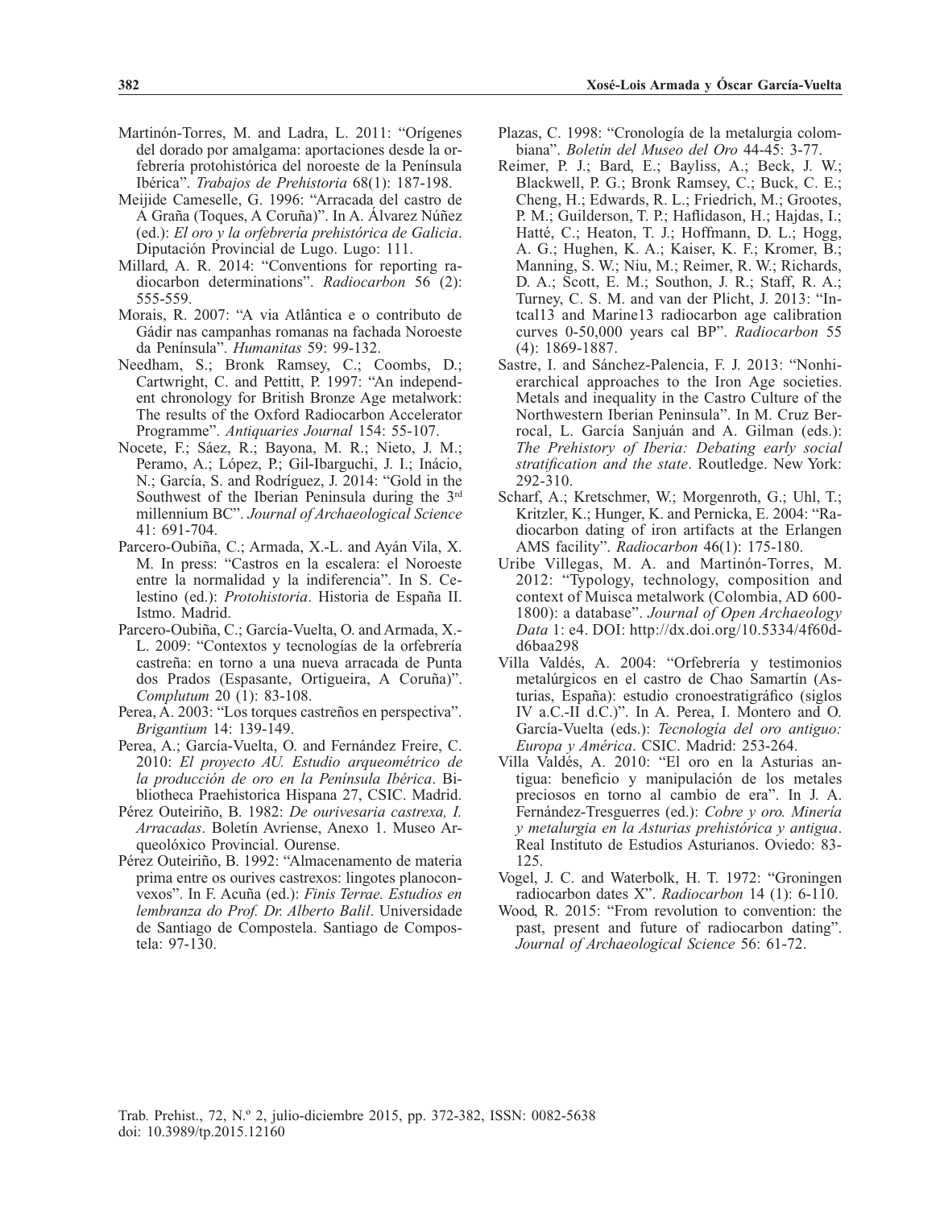Martinón-Torres, M. and Ladra, L. 2011: "Orígenes del dorado por amalgama: aportaciones desde la orfebrería protohistórica del noroeste de la Península Ibérica". *Trabajos de Prehistoria* 68(1): 187-198.

Meijide Cameselle, G. 1996: "Arracada del castro de A Graña (Toques, A Coruña)". In A. Álvarez Núñez (ed.): *El oro y la orfebrería prehistórica de Galicia*. Diputación Provincial de Lugo. Lugo: 111.

Millard, A. R. 2014: "Conventions for reporting radiocarbon determinations". *Radiocarbon* 56 (2): 555-559.

Morais, R. 2007: "A via Atlântica e o contributo de Gádir nas campanhas romanas na fachada Noroeste da Península". *Humanitas* 59: 99-132.

Needham, S.; Bronk Ramsey, C.; Coombs, D.; Cartwright, C. and Pettitt, P. 1997: "An independent chronology for British Bronze Age metalwork: The results of the Oxford Radiocarbon Accelerator Programme". *Antiquaries Journal* 154: 55-107.

Nocete, F.; Sáez, R.; Bayona, M. R.; Nieto, J. M.; Peramo, A.; López, P.; Gil-Ibarguchi, J. I.; Inácio, N.; García, S. and Rodríguez, J. 2014: "Gold in the Southwest of the Iberian Peninsula during the 3rd millennium BC". *Journal of Archaeological Science* 41: 691-704.

Parcero-Oubiña, C.; Armada, X.-L. and Ayán Vila, X. M. In press: "Castros en la escalera: el Noroeste entre la normalidad y la indiferencia". In S. Celestino (ed.): *Protohistoria*. Historia de España II. Istmo. Madrid.

Parcero-Oubiña, C.; García-Vuelta, O. and Armada, X.-L. 2009: "Contextos y tecnologías de la orfebrería castreña: en torno a una nueva arracada de Punta dos Prados (Espasante, Ortigueira, A Coruña)". *Complutum* 20 (1): 83-108.

Perea, A. 2003: "Los torques castreños en perspectiva". *Brigantium* 14: 139-149.

Perea, A.; García-Vuelta, O. and Fernández Freire, C. 2010: *El proyecto AU. Estudio arqueométrico de la producción de oro en la Península Ibérica*. Bibliotheca Praehistorica Hispana 27, CSIC. Madrid.

Pérez Outeiriño, B. 1982: *De ourivesaria castrexa, I. Arracadas*. Boletín Avriense, Anexo 1. Museo Arqueolóxico Provincial. Ourense.

Pérez Outeiriño, B. 1992: "Almacenamento de materia prima entre os ourives castrexos: lingotes planoconvexos". In F. Acuña (ed.): *Finis Terrae. Estudios en lembranza do Prof. Dr. Alberto Balil*. Universidade de Santiago de Compostela. Santiago de Compostela: 97-130.

Plazas, C. 1998: "Cronología de la metalurgia colombiana". *Boletín del Museo del Oro* 44-45: 3-77.

Reimer, P. J.; Bard, E.; Bayliss, A.; Beck, J. W.; Blackwell, P. G.; Bronk Ramsey, C.; Buck, C. E.; Cheng, H.; Edwards, R. L.; Friedrich, M.; Grootes, P. M.; Guilderson, T. P.; Haflidason, H.; Hajdas, I.; Hatté, C.; Heaton, T. J.; Hoffmann, D. L.; Hogg, A. G.; Hughen, K. A.; Kaiser, K. F.; Kromer, B.; Manning, S. W.; Niu, M.; Reimer, R. W.; Richards, D. A.; Scott, E. M.; Southon, J. R.; Staff, R. A.; Turney, C. S. M. and van der Plicht, J. 2013: "Intcal13 and Marine13 radiocarbon age calibration curves 0-50,000 years cal BP". *Radiocarbon* 55 (4): 1869-1887.

Sastre, I. and Sánchez-Palencia, F. J. 2013: "Nonhierarchical approaches to the Iron Age societies. Metals and inequality in the Castro Culture of the Northwestern Iberian Peninsula". In M. Cruz Berrocal, L. García Sanjuán and A. Gilman (eds.): *The Prehistory of Iberia: Debating early social stratification and the state*. Routledge. New York: 292-310.

Scharf, A.; Kretschmer, W.; Morgenroth, G.; Uhl, T.; Kritzler, K.; Hunger, K. and Pernicka, E. 2004: "Radiocarbon dating of iron artifacts at the Erlangen AMS facility". *Radiocarbon* 46(1): 175-180.

Uribe Villegas, M. A. and Martinón-Torres, M. 2012: "Typology, technology, composition and context of Muisca metalwork (Colombia, AD 600-1800): a database". *Journal of Open Archaeology Data* 1: e4. DOI: http://dx.doi.org/10.5334/4f60dd6baa298

Villa Valdés, A. 2004: "Orfebrería y testimonios metalúrgicos en el castro de Chao Samartín (Asturias, España): estudio cronoestratigráfico (siglos IV a.C.-II d.C.)". In A. Perea, I. Montero and O. García-Vuelta (eds.): *Tecnología del oro antiguo: Europa y América*. CSIC. Madrid: 253-264.

Villa Valdés, A. 2010: "El oro en la Asturias antigua: beneficio y manipulación de los metales preciosos en torno al cambio de era". In J. A. Fernández-Tresguerres (ed.): *Cobre y oro. Minería y metalurgia en la Asturias prehistórica y antigua*. Real Instituto de Estudios Asturianos. Oviedo: 83-125.

Vogel, J. C. and Waterbolk, H. T. 1972: "Groningen radiocarbon dates X". *Radiocarbon* 14 (1): 6-110.

Wood, R. 2015: "From revolution to convention: the past, present and future of radiocarbon dating". *Journal of Archaeological Science* 56: 61-72.